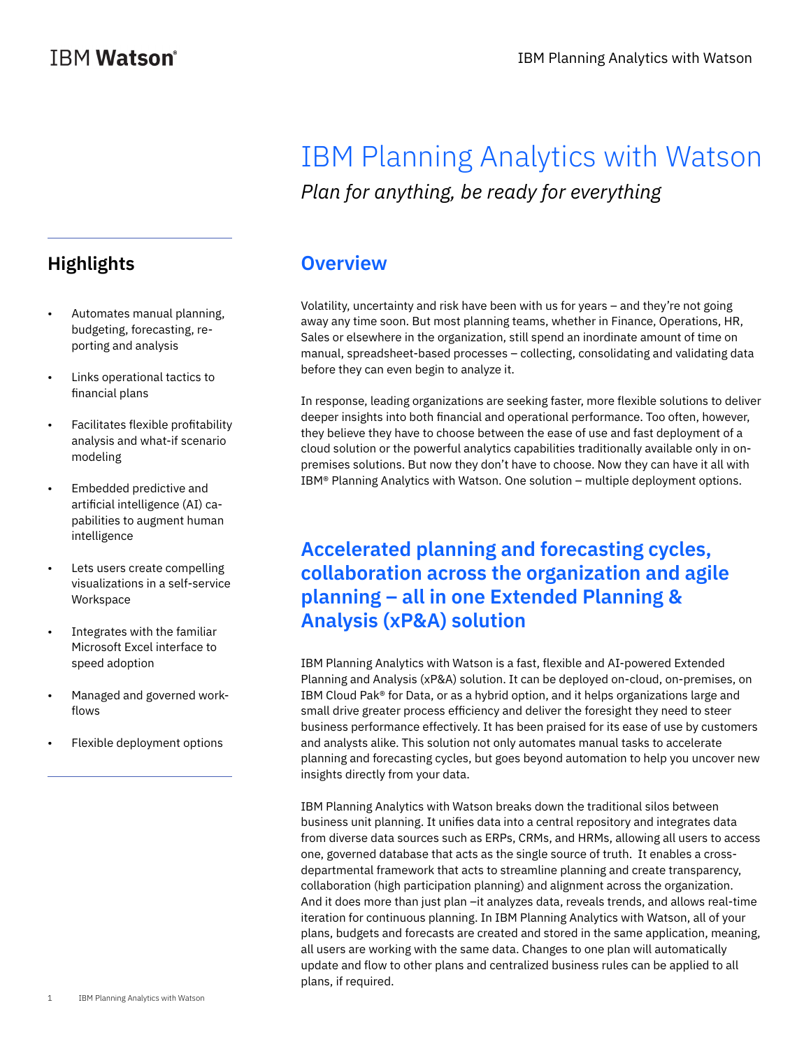# IBM Planning Analytics with Watson

*Plan for anything, be ready for everything*

## Highlights

- Automates manual planning, budgeting, forecasting, reporting and analysis
- Links operational tactics to financial plans
- Facilitates flexible profitability analysis and what-if scenario modeling
- Embedded predictive and artificial intelligence (AI) capabilities to augment human intelligence
- Lets users create compelling visualizations in a self-service Workspace
- Integrates with the familiar Microsoft Excel interface to speed adoption
- Managed and governed workflows
- Flexible deployment options

## Overview

Volatility, uncertainty and risk have been with us for years – and they're not going away any time soon. But most planning teams, whether in Finance, Operations, HR, Sales or elsewhere in the organization, still spend an inordinate amount of time on manual, spreadsheet-based processes – collecting, consolidating and validating data before they can even begin to analyze it.

In response, leading organizations are seeking faster, more flexible solutions to deliver deeper insights into both financial and operational performance. Too often, however, they believe they have to choose between the ease of use and fast deployment of a cloud solution or the powerful analytics capabilities traditionally available only in on-premises solutions. But now they don't have to choose. Now they can have it all with IBM® Planning Analytics with Watson. One solution – multiple deployment options.

## Accelerated planning and forecasting cycles, collaboration across the organization and agile planning – all in one Extended Planning & Analysis (xP&A) solution

IBM Planning Analytics with Watson is a fast, flexible and AI-powered Extended Planning and Analysis (xP&A) solution. It can be deployed on-cloud, on-premises, on IBM Cloud Pak® for Data, or as a hybrid option, and it helps organizations large and small drive greater process efficiency and deliver the foresight they need to steer business performance effectively. It has been praised for its ease of use by customers and analysts alike. This solution not only automates manual tasks to accelerate planning and forecasting cycles, but goes beyond automation to help you uncover new insights directly from your data.

IBM Planning Analytics with Watson breaks down the traditional silos between business unit planning. It unifies data into a central repository and integrates data from diverse data sources such as ERPs, CRMs, and HRMs, allowing all users to access one, governed database that acts as the single source of truth. It enables a cross-departmental framework that acts to streamline planning and create transparency, collaboration (high participation planning) and alignment across the organization. And it does more than just plan –it analyzes data, reveals trends, and allows real-time iteration for continuous planning. In IBM Planning Analytics with Watson, all of your plans, budgets and forecasts are created and stored in the same application, meaning, all users are working with the same data. Changes to one plan will automatically update and flow to other plans and centralized business rules can be applied to all plans, if required.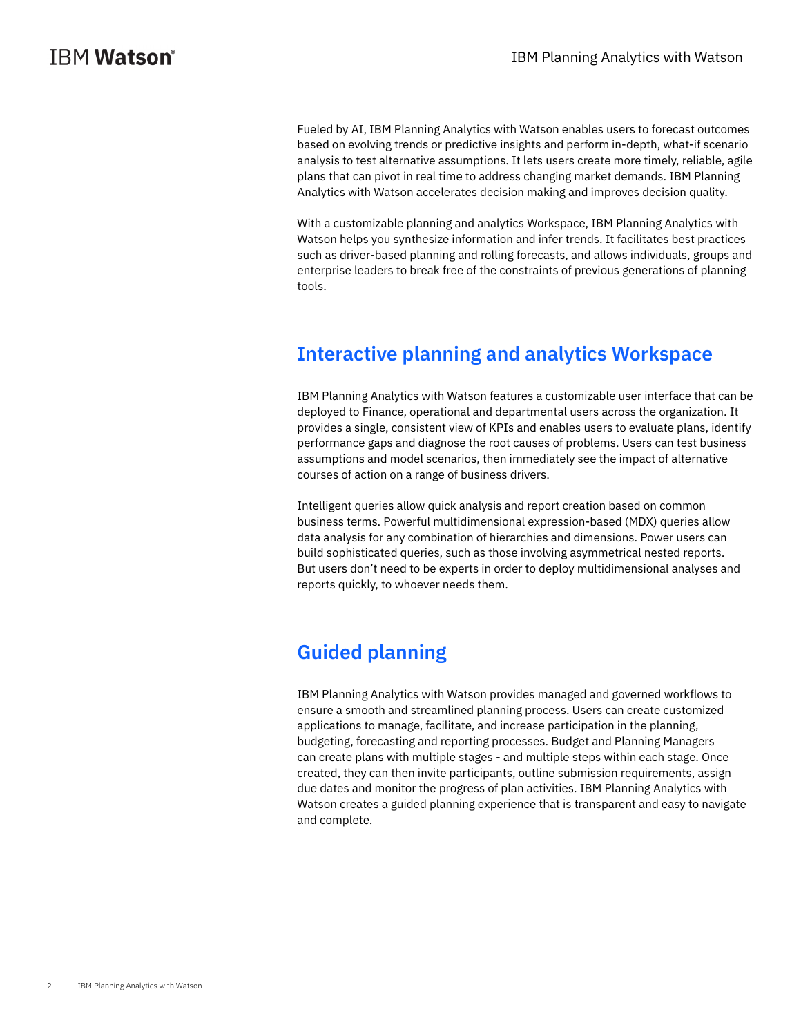Fueled by AI, IBM Planning Analytics with Watson enables users to forecast outcomes based on evolving trends or predictive insights and perform in-depth, what-if scenario analysis to test alternative assumptions. It lets users create more timely, reliable, agile plans that can pivot in real time to address changing market demands. IBM Planning Analytics with Watson accelerates decision making and improves decision quality.

With a customizable planning and analytics Workspace, IBM Planning Analytics with Watson helps you synthesize information and infer trends. It facilitates best practices such as driver-based planning and rolling forecasts, and allows individuals, groups and enterprise leaders to break free of the constraints of previous generations of planning tools.

## Interactive planning and analytics Workspace

IBM Planning Analytics with Watson features a customizable user interface that can be deployed to Finance, operational and departmental users across the organization. It provides a single, consistent view of KPIs and enables users to evaluate plans, identify performance gaps and diagnose the root causes of problems. Users can test business assumptions and model scenarios, then immediately see the impact of alternative courses of action on a range of business drivers.

Intelligent queries allow quick analysis and report creation based on common business terms. Powerful multidimensional expression-based (MDX) queries allow data analysis for any combination of hierarchies and dimensions. Power users can build sophisticated queries, such as those involving asymmetrical nested reports. But users don't need to be experts in order to deploy multidimensional analyses and reports quickly, to whoever needs them.

## Guided planning

IBM Planning Analytics with Watson provides managed and governed workflows to ensure a smooth and streamlined planning process. Users can create customized applications to manage, facilitate, and increase participation in the planning, budgeting, forecasting and reporting processes. Budget and Planning Managers can create plans with multiple stages - and multiple steps within each stage. Once created, they can then invite participants, outline submission requirements, assign due dates and monitor the progress of plan activities. IBM Planning Analytics with Watson creates a guided planning experience that is transparent and easy to navigate and complete.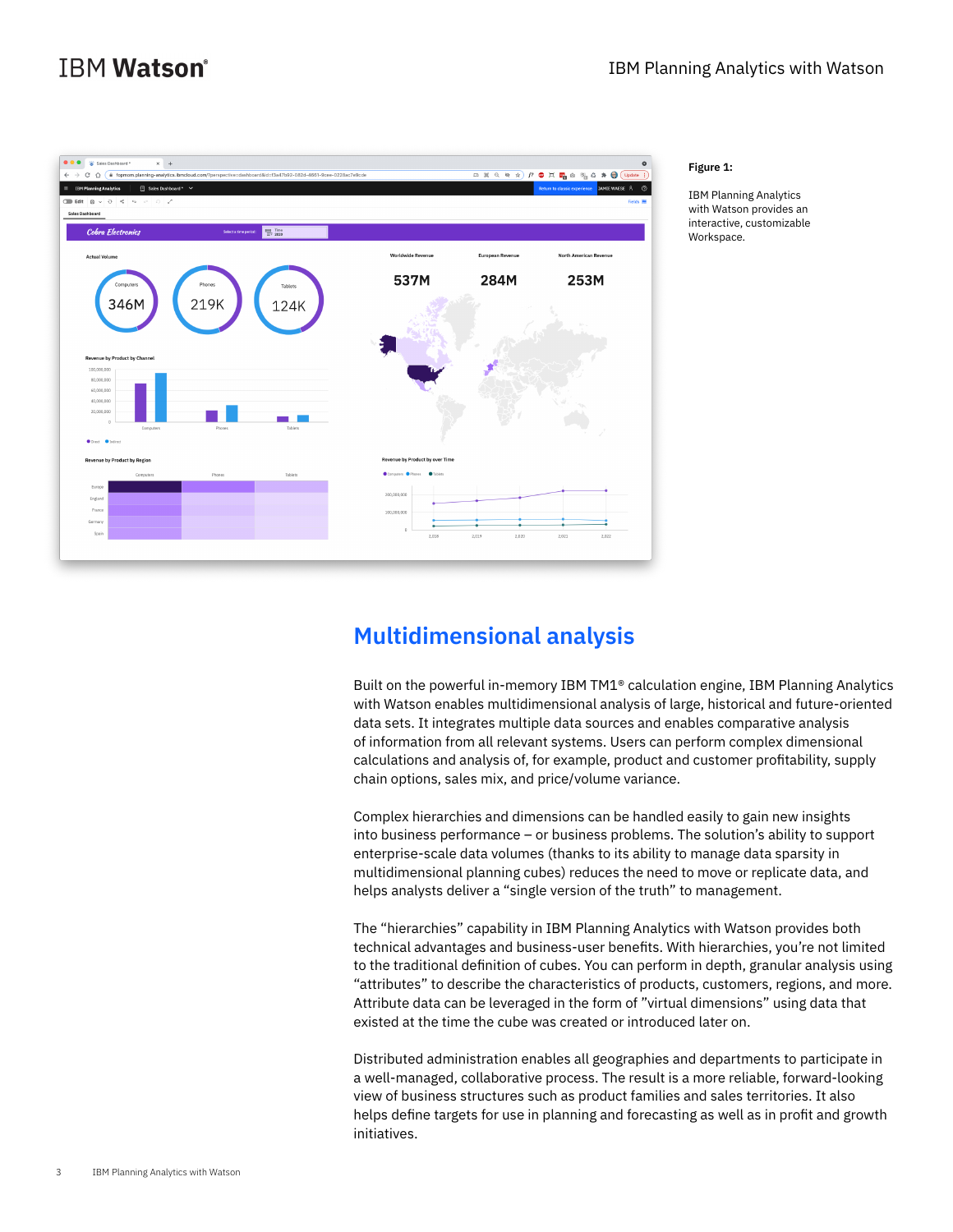Figure 1:

IBM Planning Analytics with Watson provides an interactive, customizable Workspace.

## Multidimensional analysis

Built on the powerful in-memory IBM TM1® calculation engine, IBM Planning Analytics with Watson enables multidimensional analysis of large, historical and future-oriented data sets. It integrates multiple data sources and enables comparative analysis of information from all relevant systems. Users can perform complex dimensional calculations and analysis of, for example, product and customer profitability, supply chain options, sales mix, and price/volume variance.

Complex hierarchies and dimensions can be handled easily to gain new insights into business performance – or business problems. The solution's ability to support enterprise-scale data volumes (thanks to its ability to manage data sparsity in multidimensional planning cubes) reduces the need to move or replicate data, and helps analysts deliver a "single version of the truth" to management.

The "hierarchies" capability in IBM Planning Analytics with Watson provides both technical advantages and business-user benefits. With hierarchies, you're not limited to the traditional definition of cubes. You can perform in depth, granular analysis using "attributes" to describe the characteristics of products, customers, regions, and more. Attribute data can be leveraged in the form of "virtual dimensions" using data that existed at the time the cube was created or introduced later on.

Distributed administration enables all geographies and departments to participate in a well-managed, collaborative process. The result is a more reliable, forward-looking view of business structures such as product families and sales territories. It also helps define targets for use in planning and forecasting as well as in profit and growth initiatives.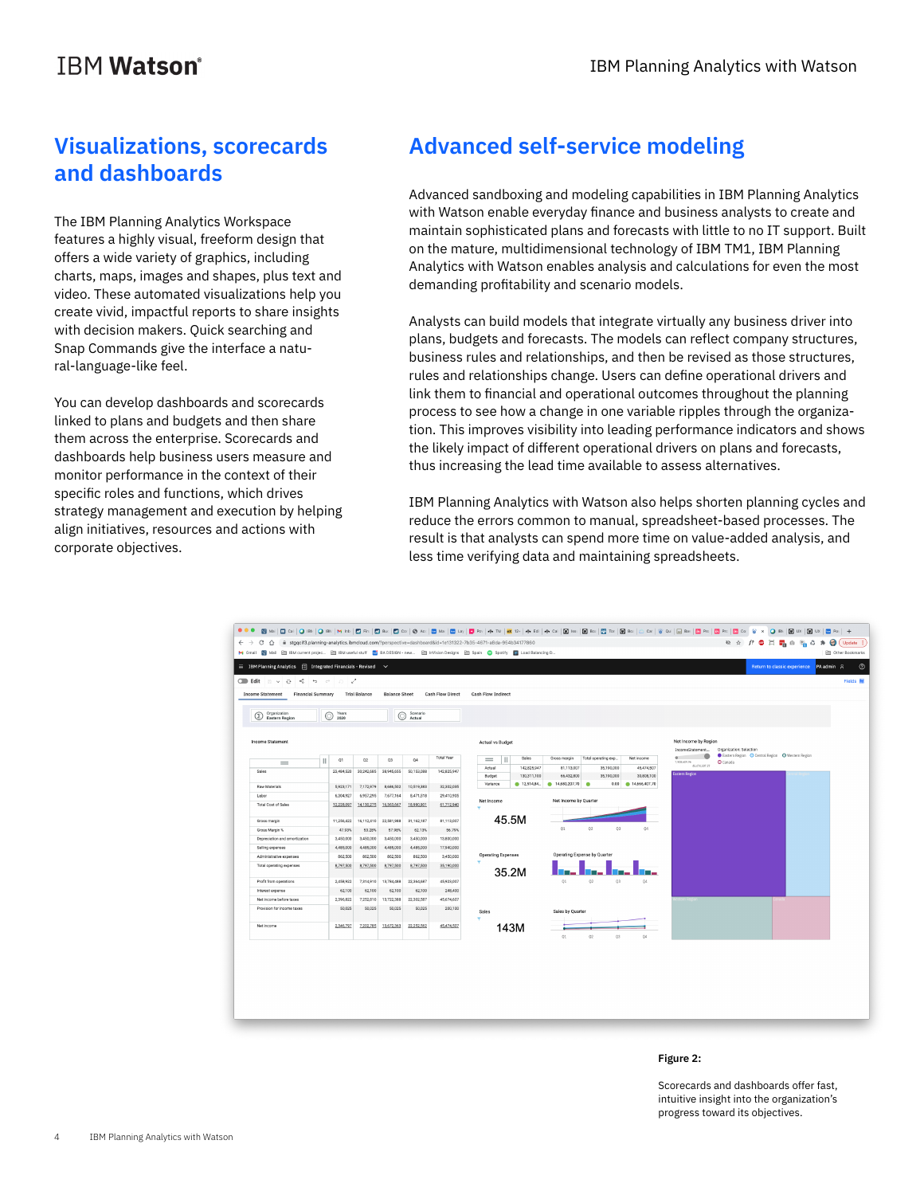## Visualizations, scorecards and dashboards

The IBM Planning Analytics Workspace features a highly visual, freeform design that offers a wide variety of graphics, including charts, maps, images and shapes, plus text and video. These automated visualizations help you create vivid, impactful reports to share insights with decision makers. Quick searching and Snap Commands give the interface a natural-language-like feel.

You can develop dashboards and scorecards linked to plans and budgets and then share them across the enterprise. Scorecards and dashboards help business users measure and monitor performance in the context of their specific roles and functions, which drives strategy management and execution by helping align initiatives, resources and actions with corporate objectives.

## Advanced self-service modeling

Advanced sandboxing and modeling capabilities in IBM Planning Analytics with Watson enable everyday finance and business analysts to create and maintain sophisticated plans and forecasts with little to no IT support. Built on the mature, multidimensional technology of IBM TM1, IBM Planning Analytics with Watson enables analysis and calculations for even the most demanding profitability and scenario models.

Analysts can build models that integrate virtually any business driver into plans, budgets and forecasts. The models can reflect company structures, business rules and relationships, and then be revised as those structures, rules and relationships change. Users can define operational drivers and link them to financial and operational outcomes throughout the planning process to see how a change in one variable ripples through the organization. This improves visibility into leading performance indicators and shows the likely impact of different operational drivers on plans and forecasts, thus increasing the lead time available to assess alternatives.

IBM Planning Analytics with Watson also helps shorten planning cycles and reduce the errors common to manual, spreadsheet-based processes. The result is that analysts can spend more time on value-added analysis, and less time verifying data and maintaining spreadsheets.

**Figure 2:**

Scorecards and dashboards offer fast, intuitive insight into the organization's progress toward its objectives.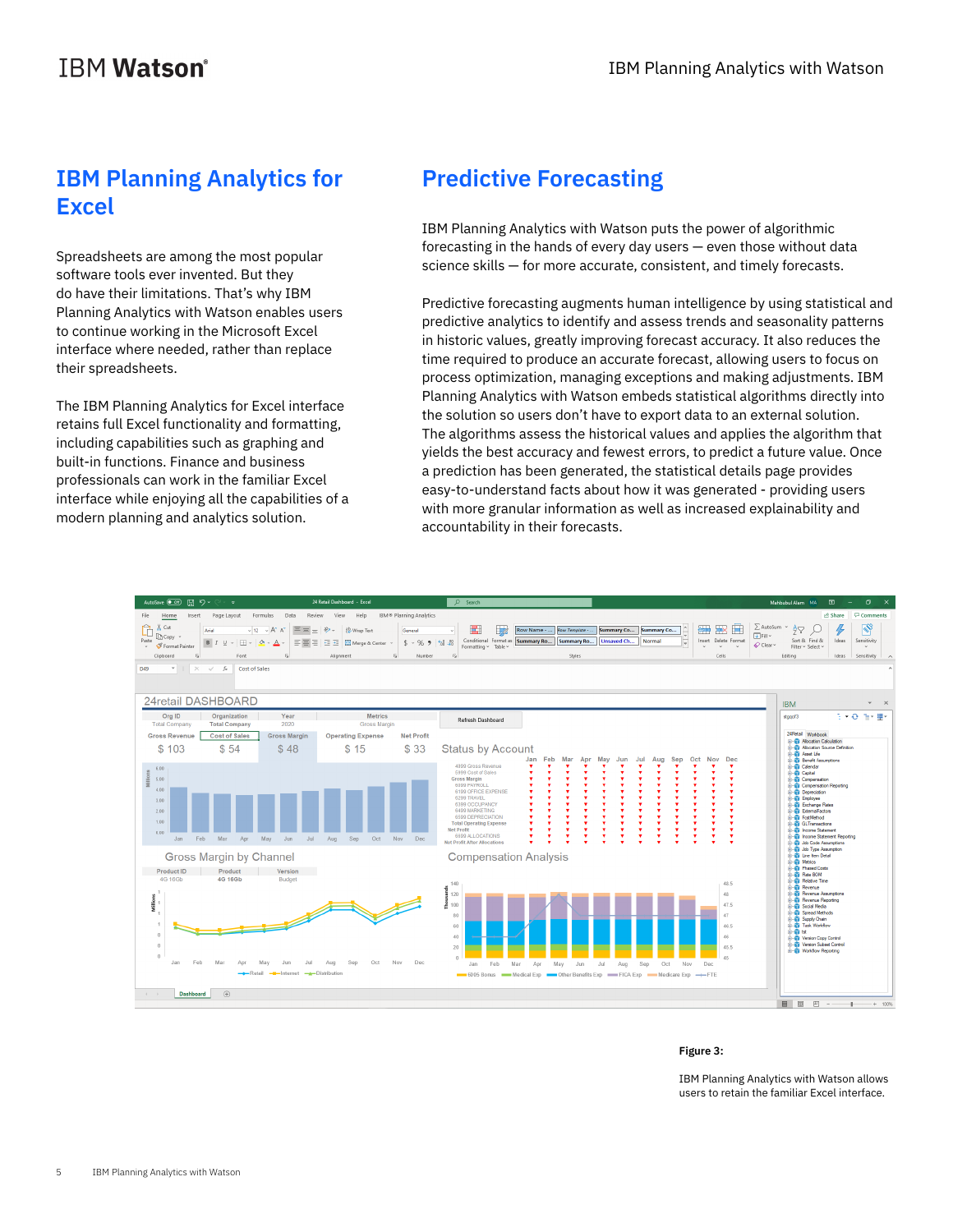## IBM Planning Analytics for Excel

Spreadsheets are among the most popular software tools ever invented. But they do have their limitations. That's why IBM Planning Analytics with Watson enables users to continue working in the Microsoft Excel interface where needed, rather than replace their spreadsheets.

The IBM Planning Analytics for Excel interface retains full Excel functionality and formatting, including capabilities such as graphing and built-in functions. Finance and business professionals can work in the familiar Excel interface while enjoying all the capabilities of a modern planning and analytics solution.

## Predictive Forecasting

IBM Planning Analytics with Watson puts the power of algorithmic forecasting in the hands of every day users — even those without data science skills — for more accurate, consistent, and timely forecasts.

Predictive forecasting augments human intelligence by using statistical and predictive analytics to identify and assess trends and seasonality patterns in historic values, greatly improving forecast accuracy. It also reduces the time required to produce an accurate forecast, allowing users to focus on process optimization, managing exceptions and making adjustments. IBM Planning Analytics with Watson embeds statistical algorithms directly into the solution so users don't have to export data to an external solution. The algorithms assess the historical values and applies the algorithm that yields the best accuracy and fewest errors, to predict a future value. Once a prediction has been generated, the statistical details page provides easy-to-understand facts about how it was generated - providing users with more granular information as well as increased explainability and accountability in their forecasts.

**Figure 3:**

IBM Planning Analytics with Watson allows users to retain the familiar Excel interface.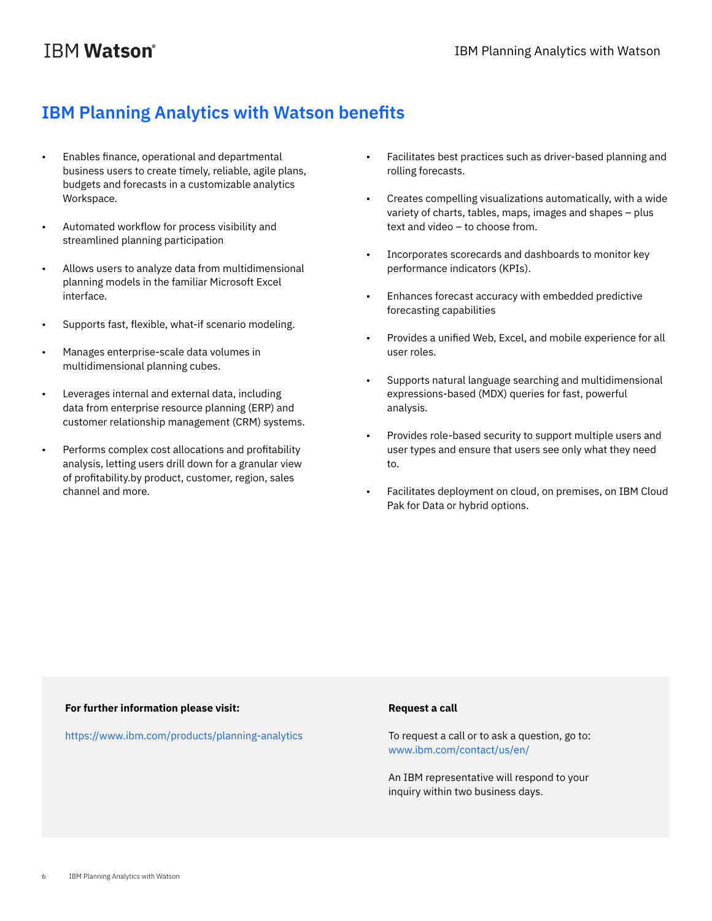## IBM Planning Analytics with Watson benefits

- Enables finance, operational and departmental business users to create timely, reliable, agile plans, budgets and forecasts in a customizable analytics Workspace.
- Automated workflow for process visibility and streamlined planning participation
- Allows users to analyze data from multidimensional planning models in the familiar Microsoft Excel interface.
- Supports fast, flexible, what-if scenario modeling.
- Manages enterprise-scale data volumes in multidimensional planning cubes.
- Leverages internal and external data, including data from enterprise resource planning (ERP) and customer relationship management (CRM) systems.
- Performs complex cost allocations and profitability analysis, letting users drill down for a granular view of profitability.by product, customer, region, sales channel and more.
- Facilitates best practices such as driver-based planning and rolling forecasts.
- Creates compelling visualizations automatically, with a wide variety of charts, tables, maps, images and shapes – plus text and video – to choose from.
- Incorporates scorecards and dashboards to monitor key performance indicators (KPIs).
- Enhances forecast accuracy with embedded predictive forecasting capabilities
- Provides a unified Web, Excel, and mobile experience for all user roles.
- Supports natural language searching and multidimensional expressions-based (MDX) queries for fast, powerful analysis.
- Provides role-based security to support multiple users and user types and ensure that users see only what they need to.
- Facilitates deployment on cloud, on premises, on IBM Cloud Pak for Data or hybrid options.

**For further information please visit:**

https://www.ibm.com/products/planning-analytics

**Request a call**

To request a call or to ask a question, go to: www.ibm.com/contact/us/en/

An IBM representative will respond to your inquiry within two business days.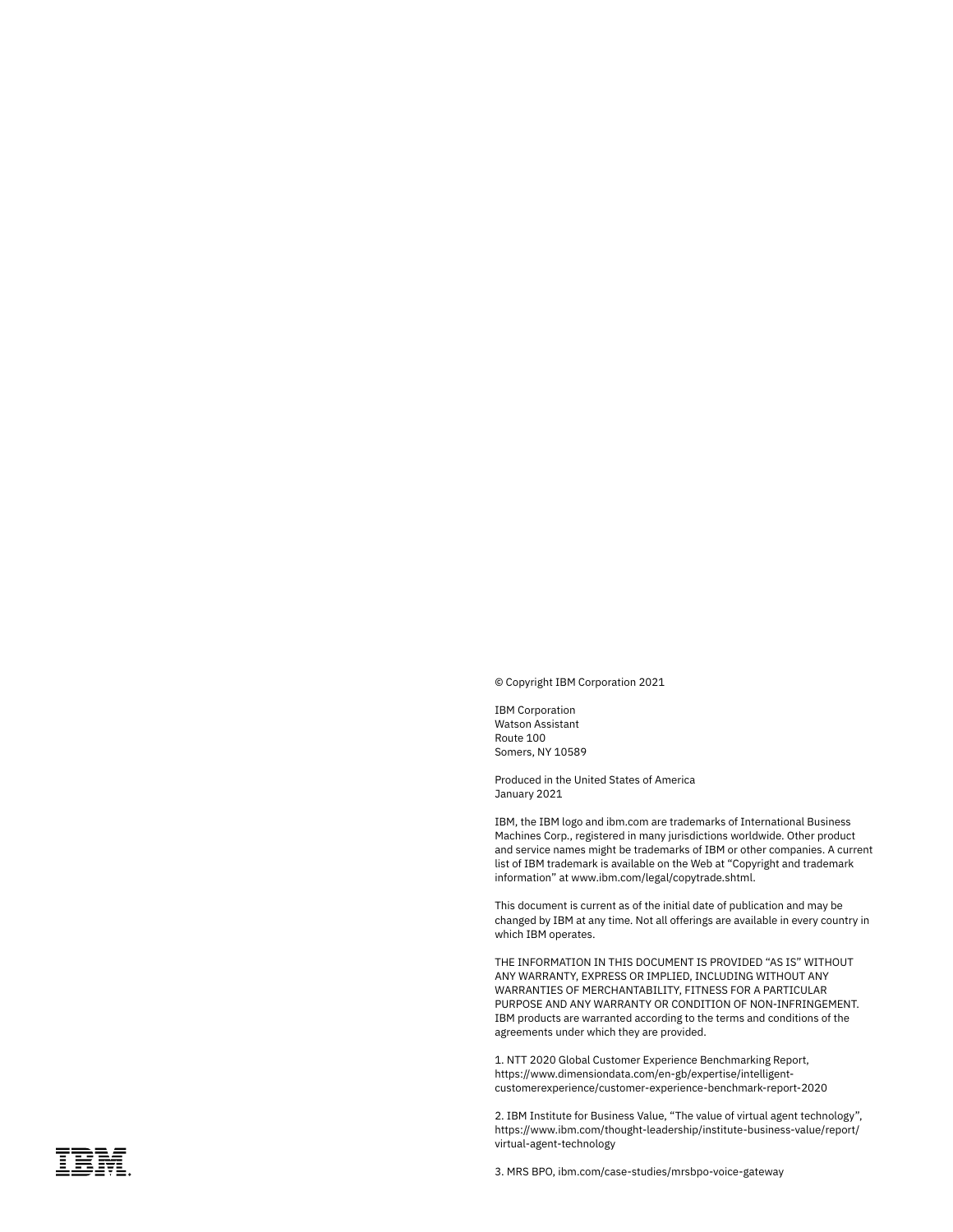© Copyright IBM Corporation 2021

IBM Corporation
Watson Assistant
Route 100
Somers, NY 10589

Produced in the United States of America
January 2021

IBM, the IBM logo and ibm.com are trademarks of International Business Machines Corp., registered in many jurisdictions worldwide. Other product and service names might be trademarks of IBM or other companies. A current list of IBM trademark is available on the Web at "Copyright and trademark information" at www.ibm.com/legal/copytrade.shtml.

This document is current as of the initial date of publication and may be changed by IBM at any time. Not all offerings are available in every country in which IBM operates.

THE INFORMATION IN THIS DOCUMENT IS PROVIDED "AS IS" WITHOUT ANY WARRANTY, EXPRESS OR IMPLIED, INCLUDING WITHOUT ANY WARRANTIES OF MERCHANTABILITY, FITNESS FOR A PARTICULAR PURPOSE AND ANY WARRANTY OR CONDITION OF NON-INFRINGEMENT. IBM products are warranted according to the terms and conditions of the agreements under which they are provided.

1. NTT 2020 Global Customer Experience Benchmarking Report, https://www.dimensiondata.com/en-gb/expertise/intelligent-customerexperience/customer-experience-benchmark-report-2020

2. IBM Institute for Business Value, "The value of virtual agent technology", https://www.ibm.com/thought-leadership/institute-business-value/report/virtual-agent-technology

3. MRS BPO, ibm.com/case-studies/mrsbpo-voice-gateway